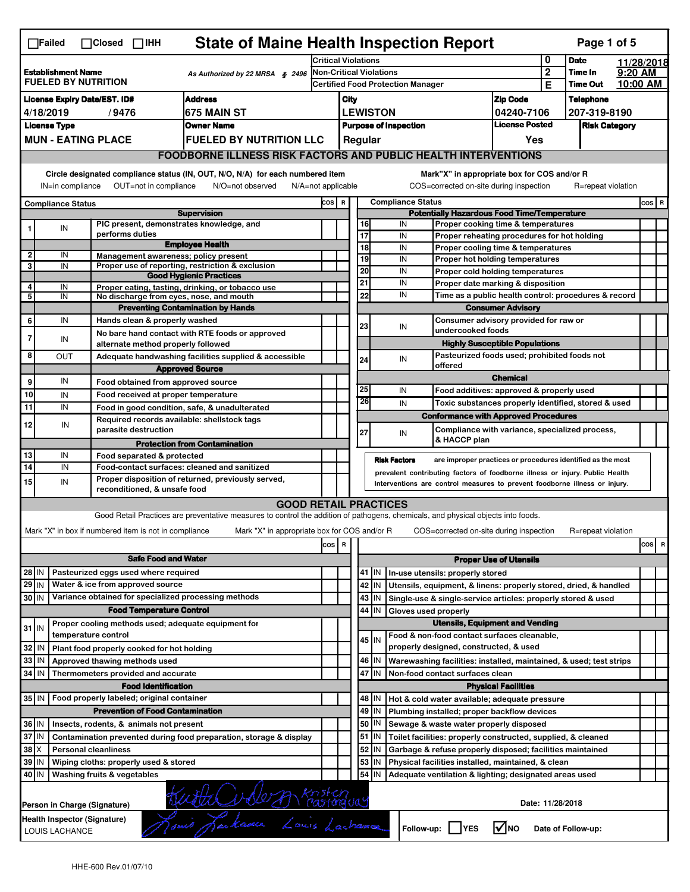☐Failed ☐Closed ☐IHH

# State of Maine Health Inspection Report

Page 1 of 5

| | | | |
|---|---|---|---|
| **Establishment Name** FUELED BY NUTRITION | As Authorized by 22 MRSA § 2496 | Critical Violations | 0 |
| | | Non-Critical Violations | 2 |
| | | Certified Food Protection Manager | E |

**Date** 11/28/2018 **Time In** 9:20 AM **Time Out** 10:00 AM

| License Expiry Date/EST. ID# | Address | City | Zip Code | Telephone |
|---|---|---|---|---|
| 4/18/2019 / 9476 | 675 MAIN ST | LEWISTON | 04240-7106 | 207-319-8190 |

| License Type | Owner Name | Purpose of Inspection | License Posted | Risk Category |
|---|---|---|---|---|
| MUN - EATING PLACE | FUELED BY NUTRITION LLC | Regular | Yes | |

## FOODBORNE ILLNESS RISK FACTORS AND PUBLIC HEALTH INTERVENTIONS

Circle designated compliance status (IN, OUT, N/O, N/A) for each numbered item — IN=in compliance, OUT=not in compliance, N/O=not observed, N/A=not applicable

Mark "X" in appropriate box for COS and/or R — COS=corrected on-site during inspection, R=repeat violation

| # | Compliance Status | Item | COS | R |
|---|---|---|---|---|
| | | **Supervision** | | |
| 1 | IN | PIC present, demonstrates knowledge, and performs duties | | |
| | | **Employee Health** | | |
| 2 | IN | Management awareness; policy present | | |
| 3 | IN | Proper use of reporting, restriction & exclusion | | |
| | | **Good Hygienic Practices** | | |
| 4 | IN | Proper eating, tasting, drinking, or tobacco use | | |
| 5 | IN | No discharge from eyes, nose, and mouth | | |
| | | **Preventing Contamination by Hands** | | |
| 6 | IN | Hands clean & properly washed | | |
| 7 | IN | No bare hand contact with RTE foods or approved alternate method properly followed | | |
| 8 | OUT | Adequate handwashing facilities supplied & accessible | | |
| | | **Approved Source** | | |
| 9 | IN | Food obtained from approved source | | |
| 10 | IN | Food received at proper temperature | | |
| 11 | IN | Food in good condition, safe, & unadulterated | | |
| 12 | IN | Required records available: shellstock tags parasite destruction | | |
| | | **Protection from Contamination** | | |
| 13 | IN | Food separated & protected | | |
| 14 | IN | Food-contact surfaces: cleaned and sanitized | | |
| 15 | IN | Proper disposition of returned, previously served, reconditioned, & unsafe food | | |
| | | **Potentially Hazardous Food Time/Temperature** | | |
| 16 | IN | Proper cooking time & temperatures | | |
| 17 | IN | Proper reheating procedures for hot holding | | |
| 18 | IN | Proper cooling time & temperatures | | |
| 19 | IN | Proper hot holding temperatures | | |
| 20 | IN | Proper cold holding temperatures | | |
| 21 | IN | Proper date marking & disposition | | |
| 22 | IN | Time as a public health control: procedures & record | | |
| | | **Consumer Advisory** | | |
| 23 | IN | Consumer advisory provided for raw or undercooked foods | | |
| | | **Highly Susceptible Populations** | | |
| 24 | IN | Pasteurized foods used; prohibited foods not offered | | |
| | | **Chemical** | | |
| 25 | IN | Food additives: approved & properly used | | |
| 26 | IN | Toxic substances properly identified, stored & used | | |
| | | **Conformance with Approved Procedures** | | |
| 27 | IN | Compliance with variance, specialized process, & HACCP plan | | |

**Risk Factors** are improper practices or procedures identified as the most prevalent contributing factors of foodborne illness or injury. Public Health Interventions are control measures to prevent foodborne illness or injury.

## GOOD RETAIL PRACTICES

Good Retail Practices are preventative measures to control the addition of pathogens, chemicals, and physical objects into foods.

Mark "X" in box if numbered item is not in compliance — Mark "X" in appropriate box for COS and/or R — COS=corrected on-site during inspection — R=repeat violation

| # | Status | Item | COS | R |
|---|---|---|---|---|
| | | **Safe Food and Water** | | |
| 28 | IN | Pasteurized eggs used where required | | |
| 29 | IN | Water & ice from approved source | | |
| 30 | IN | Variance obtained for specialized processing methods | | |
| | | **Food Temperature Control** | | |
| 31 | IN | Proper cooling methods used; adequate equipment for temperature control | | |
| 32 | IN | Plant food properly cooked for hot holding | | |
| 33 | IN | Approved thawing methods used | | |
| 34 | IN | Thermometers provided and accurate | | |
| | | **Food Identification** | | |
| 35 | IN | Food properly labeled; original container | | |
| | | **Prevention of Food Contamination** | | |
| 36 | IN | Insects, rodents, & animals not present | | |
| 37 | IN | Contamination prevented during food preparation, storage & display | | |
| 38 | X | Personal cleanliness | | |
| 39 | IN | Wiping cloths: properly used & stored | | |
| 40 | IN | Washing fruits & vegetables | | |
| | | **Proper Use of Utensils** | | |
| 41 | IN | In-use utensils: properly stored | | |
| 42 | IN | Utensils, equipment, & linens: properly stored, dried, & handled | | |
| 43 | IN | Single-use & single-service articles: properly stored & used | | |
| 44 | IN | Gloves used properly | | |
| | | **Utensils, Equipment and Vending** | | |
| 45 | IN | Food & non-food contact surfaces cleanable, properly designed, constructed, & used | | |
| 46 | IN | Warewashing facilities: installed, maintained, & used; test strips | | |
| 47 | IN | Non-food contact surfaces clean | | |
| | | **Physical Facilities** | | |
| 48 | IN | Hot & cold water available; adequate pressure | | |
| 49 | IN | Plumbing installed; proper backflow devices | | |
| 50 | IN | Sewage & waste water properly disposed | | |
| 51 | IN | Toilet facilities: properly constructed, supplied, & cleaned | | |
| 52 | IN | Garbage & refuse properly disposed; facilities maintained | | |
| 53 | IN | Physical facilities installed, maintained, & clean | | |
| 54 | IN | Adequate ventilation & lighting; designated areas used | | |

**Person in Charge (Signature)** Kristen Castonguay

**Date:** 11/28/2018

**Health Inspector (Signature)** LOUIS LACHANCE

Follow-up: ☐ YES ☑ NO — Date of Follow-up:

HHE-600 Rev.01/07/10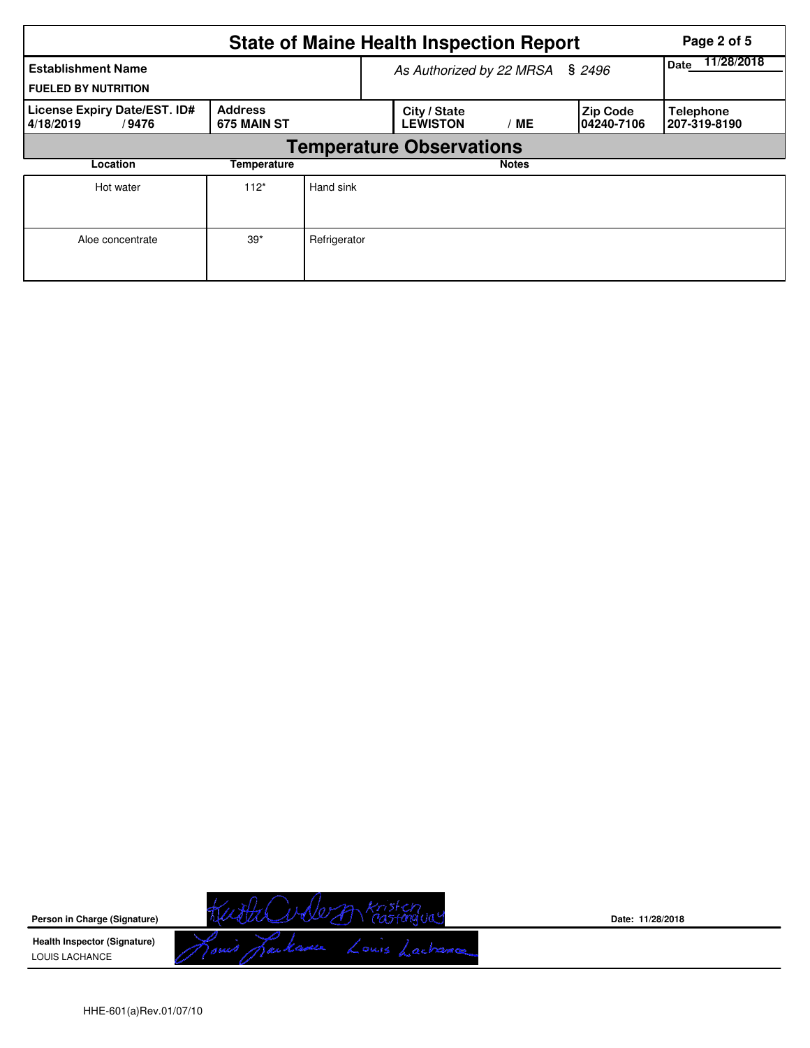# State of Maine Health Inspection Report

| Establishment Name | As Authorized by 22 MRSA § 2496 | Date 11/28/2018 |
|---|---|---|
| FUELED BY NUTRITION | | |

| License Expiry Date/EST. ID# | Address | City / State | Zip Code | Telephone |
|---|---|---|---|---|
| 4/18/2019 / 9476 | 675 MAIN ST | LEWISTON / ME | 04240-7106 | 207-319-8190 |

## Temperature Observations

| Location | Temperature | Notes |
|---|---|---|
| Hot water | 112* | Hand sink |
| Aloe concentrate | 39* | Refrigerator |

**Person in Charge (Signature)** Kristen Castonguay

Date: 11/28/2018

**Health Inspector (Signature)** Louis Lachance

LOUIS LACHANCE

HHE-601(a)Rev.01/07/10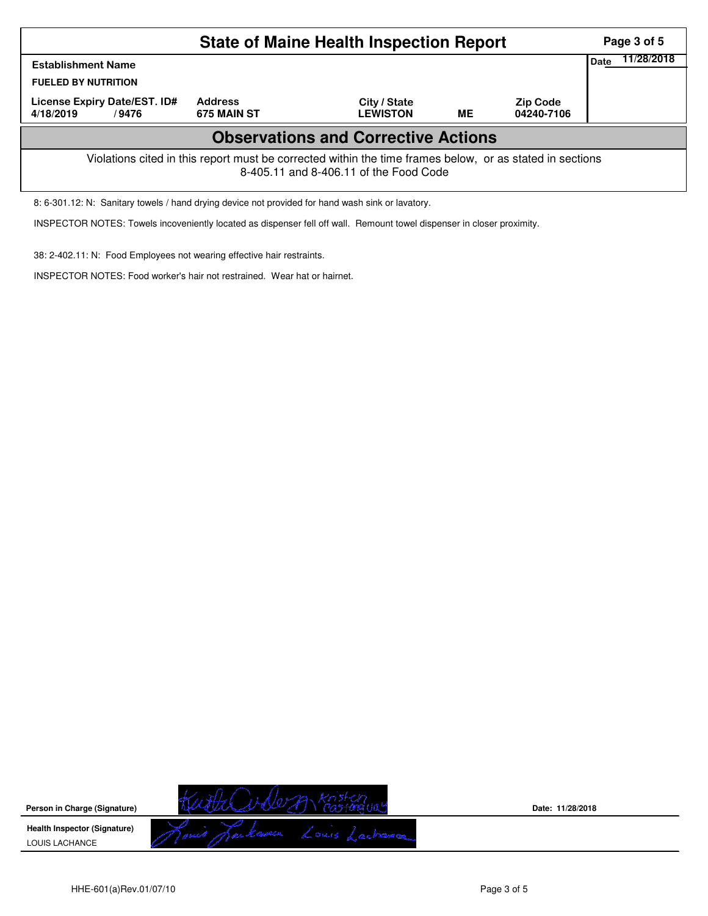# State of Maine Health Inspection Report

| Establishment Name | | | | | Date 11/28/2018 |
|---|---|---|---|---|---|
| FUELED BY NUTRITION | | | | | |
| License Expiry Date/EST. ID# | Address | City / State | | Zip Code | |
| 4/18/2019 / 9476 | 675 MAIN ST | LEWISTON | ME | 04240-7106 | |

## Observations and Corrective Actions

Violations cited in this report must be corrected within the time frames below, or as stated in sections 8-405.11 and 8-406.11 of the Food Code

8: 6-301.12: N: Sanitary towels / hand drying device not provided for hand wash sink or lavatory.

INSPECTOR NOTES: Towels incoveniently located as dispenser fell off wall. Remount towel dispenser in closer proximity.

38: 2-402.11: N: Food Employees not wearing effective hair restraints.

INSPECTOR NOTES: Food worker's hair not restrained. Wear hat or hairnet.

**Person in Charge (Signature)** Kristen Castonguay

Date: 11/28/2018

**Health Inspector (Signature)** Louis Lachance

LOUIS LACHANCE

HHE-601(a)Rev.01/07/10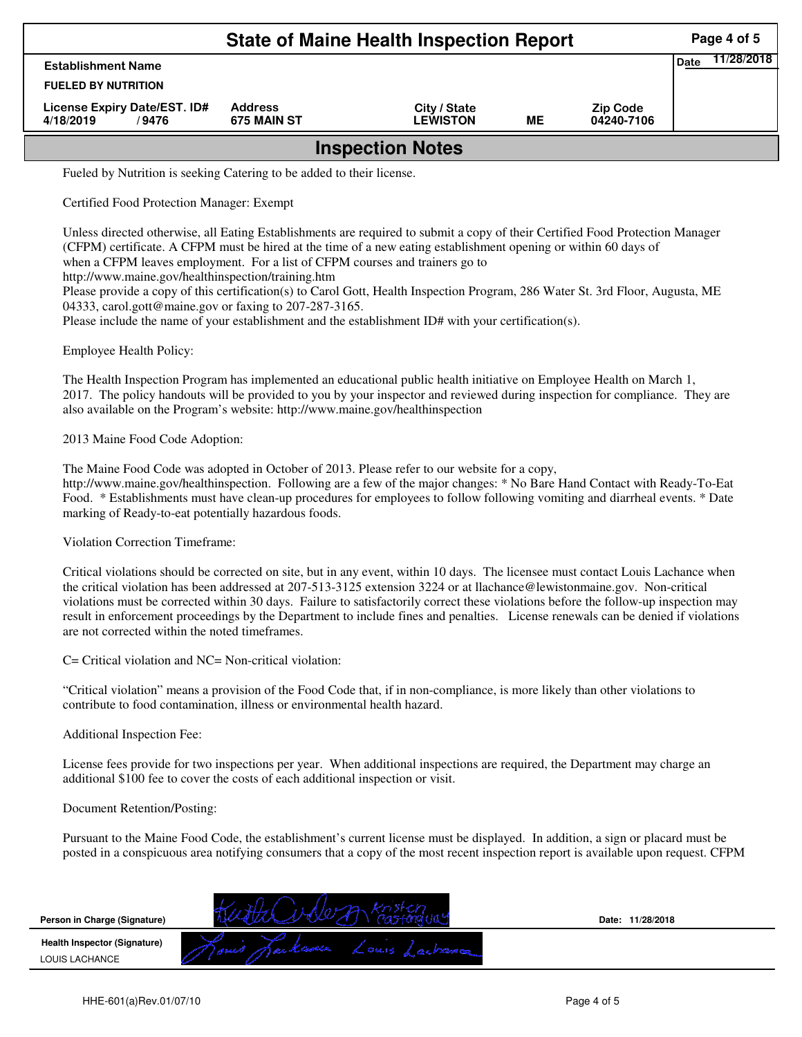# State of Maine Health Inspection Report

| Establishment Name | | | | | Date 11/28/2018 |
|---|---|---|---|---|---|
| FUELED BY NUTRITION | | | | | |
| License Expiry Date/EST. ID# | Address | City / State | | Zip Code | |
| 4/18/2019 / 9476 | 675 MAIN ST | LEWISTON | ME | 04240-7106 | |

## Inspection Notes

Fueled by Nutrition is seeking Catering to be added to their license.

Certified Food Protection Manager: Exempt

Unless directed otherwise, all Eating Establishments are required to submit a copy of their Certified Food Protection Manager (CFPM) certificate. A CFPM must be hired at the time of a new eating establishment opening or within 60 days of when a CFPM leaves employment. For a list of CFPM courses and trainers go to http://www.maine.gov/healthinspection/training.htm
Please provide a copy of this certification(s) to Carol Gott, Health Inspection Program, 286 Water St. 3rd Floor, Augusta, ME 04333, carol.gott@maine.gov or faxing to 207-287-3165.
Please include the name of your establishment and the establishment ID# with your certification(s).

Employee Health Policy:

The Health Inspection Program has implemented an educational public health initiative on Employee Health on March 1, 2017. The policy handouts will be provided to you by your inspector and reviewed during inspection for compliance. They are also available on the Program's website: http://www.maine.gov/healthinspection

2013 Maine Food Code Adoption:

The Maine Food Code was adopted in October of 2013. Please refer to our website for a copy, http://www.maine.gov/healthinspection. Following are a few of the major changes: * No Bare Hand Contact with Ready-To-Eat Food. * Establishments must have clean-up procedures for employees to follow following vomiting and diarrheal events. * Date marking of Ready-to-eat potentially hazardous foods.

Violation Correction Timeframe:

Critical violations should be corrected on site, but in any event, within 10 days. The licensee must contact Louis Lachance when the critical violation has been addressed at 207-513-3125 extension 3224 or at llachance@lewistonmaine.gov. Non-critical violations must be corrected within 30 days. Failure to satisfactorily correct these violations before the follow-up inspection may result in enforcement proceedings by the Department to include fines and penalties. License renewals can be denied if violations are not corrected within the noted timeframes.

C= Critical violation and NC= Non-critical violation:

"Critical violation" means a provision of the Food Code that, if in non-compliance, is more likely than other violations to contribute to food contamination, illness or environmental health hazard.

Additional Inspection Fee:

License fees provide for two inspections per year. When additional inspections are required, the Department may charge an additional $100 fee to cover the costs of each additional inspection or visit.

Document Retention/Posting:

Pursuant to the Maine Food Code, the establishment's current license must be displayed. In addition, a sign or placard must be posted in a conspicuous area notifying consumers that a copy of the most recent inspection report is available upon request. CFPM

| | | |
|---|---|---|
| Person in Charge (Signature) | Kristen Castonguay | Date: 11/28/2018 |
| Health Inspector (Signature) LOUIS LACHANCE | Louis Lachance | |

HHE-601(a)Rev.01/07/10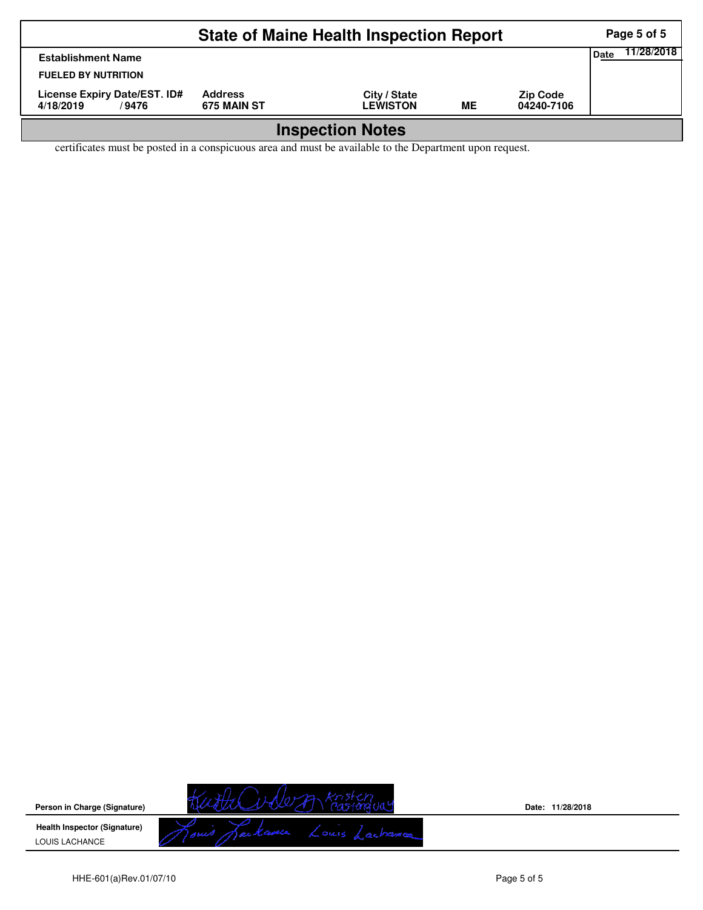# State of Maine Health Inspection Report

| | | | | | |
|---|---|---|---|---|---|
| **Establishment Name** | | | | | **Date** 11/28/2018 |
| **FUELED BY NUTRITION** | | | | | |
| **License Expiry Date/EST. ID#** | **Address** | **City / State** | | **Zip Code** | |
| 4/18/2019 / 9476 | 675 MAIN ST | LEWISTON | ME | 04240-7106 | |

## Inspection Notes

certificates must be posted in a conspicuous area and must be available to the Department upon request.

**Person in Charge (Signature)** Kristen Castonguay **Date:** 11/28/2018

**Health Inspector (Signature)** Louis Lachance

LOUIS LACHANCE

HHE-601(a)Rev.01/07/10